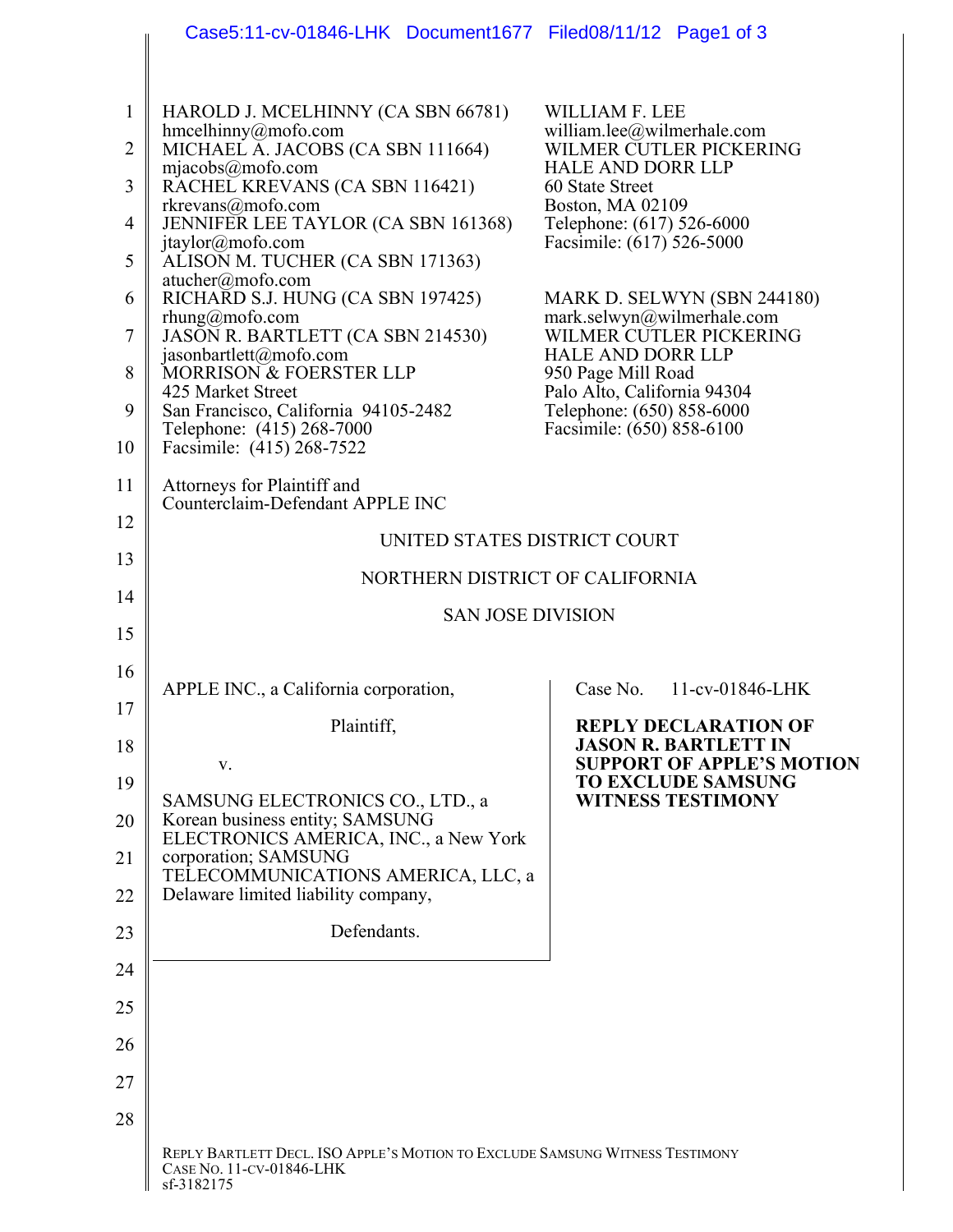HAROLD J. MCELHINNY (CA SBN 66781)
hmcelhinny@mofo.com
MICHAEL A. JACOBS (CA SBN 111664)
mjacobs@mofo.com
RACHEL KREVANS (CA SBN 116421)
rkrevans@mofo.com
JENNIFER LEE TAYLOR (CA SBN 161368)
jtaylor@mofo.com
ALISON M. TUCHER (CA SBN 171363)
atucher@mofo.com
RICHARD S.J. HUNG (CA SBN 197425)
rhung@mofo.com
JASON R. BARTLETT (CA SBN 214530)
jasonbartlett@mofo.com
MORRISON & FOERSTER LLP
425 Market Street
San Francisco, California 94105-2482
Telephone: (415) 268-7000
Facsimile: (415) 268-7522

WILLIAM F. LEE
william.lee@wilmerhale.com
WILMER CUTLER PICKERING
HALE AND DORR LLP
60 State Street
Boston, MA 02109
Telephone: (617) 526-6000
Facsimile: (617) 526-5000

MARK D. SELWYN (SBN 244180)
mark.selwyn@wilmerhale.com
WILMER CUTLER PICKERING
HALE AND DORR LLP
950 Page Mill Road
Palo Alto, California 94304
Telephone: (650) 858-6000
Facsimile: (650) 858-6100

Attorneys for Plaintiff and
Counterclaim-Defendant APPLE INC

UNITED STATES DISTRICT COURT

NORTHERN DISTRICT OF CALIFORNIA

SAN JOSE DIVISION

APPLE INC., a California corporation,

Plaintiff,

v.

SAMSUNG ELECTRONICS CO., LTD., a Korean business entity; SAMSUNG ELECTRONICS AMERICA, INC., a New York corporation; SAMSUNG TELECOMMUNICATIONS AMERICA, LLC, a Delaware limited liability company,

Defendants.

Case No. 11-cv-01846-LHK

**REPLY DECLARATION OF JASON R. BARTLETT IN SUPPORT OF APPLE'S MOTION TO EXCLUDE SAMSUNG WITNESS TESTIMONY**

REPLY BARTLETT DECL. ISO APPLE'S MOTION TO EXCLUDE SAMSUNG WITNESS TESTIMONY
CASE NO. 11-CV-01846-LHK
sf-3182175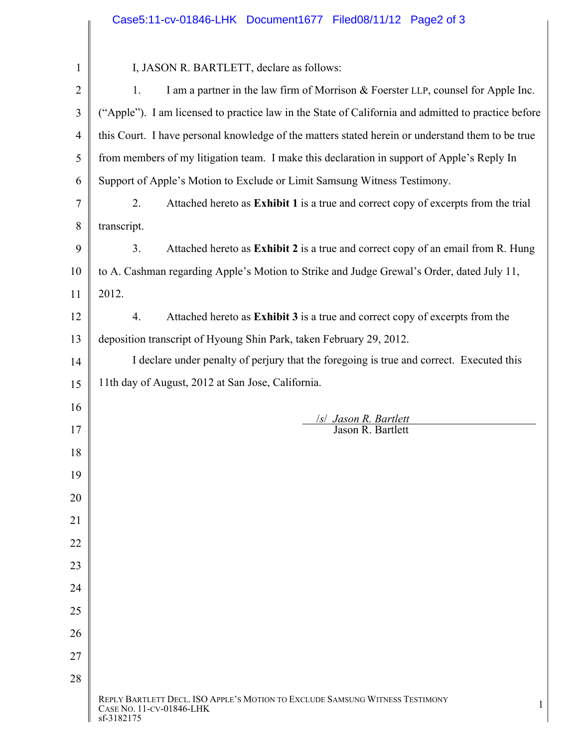I, JASON R. BARTLETT, declare as follows:

1. I am a partner in the law firm of Morrison & Foerster LLP, counsel for Apple Inc. ("Apple"). I am licensed to practice law in the State of California and admitted to practice before this Court. I have personal knowledge of the matters stated herein or understand them to be true from members of my litigation team. I make this declaration in support of Apple's Reply In Support of Apple's Motion to Exclude or Limit Samsung Witness Testimony.

2. Attached hereto as **Exhibit 1** is a true and correct copy of excerpts from the trial transcript.

3. Attached hereto as **Exhibit 2** is a true and correct copy of an email from R. Hung to A. Cashman regarding Apple's Motion to Strike and Judge Grewal's Order, dated July 11, 2012.

4. Attached hereto as **Exhibit 3** is a true and correct copy of excerpts from the deposition transcript of Hyoung Shin Park, taken February 29, 2012.

I declare under penalty of perjury that the foregoing is true and correct. Executed this 11th day of August, 2012 at San Jose, California.

/s/ *Jason R. Bartlett*
Jason R. Bartlett

REPLY BARTLETT DECL. ISO APPLE'S MOTION TO EXCLUDE SAMSUNG WITNESS TESTIMONY
CASE NO. 11-CV-01846-LHK
sf-3182175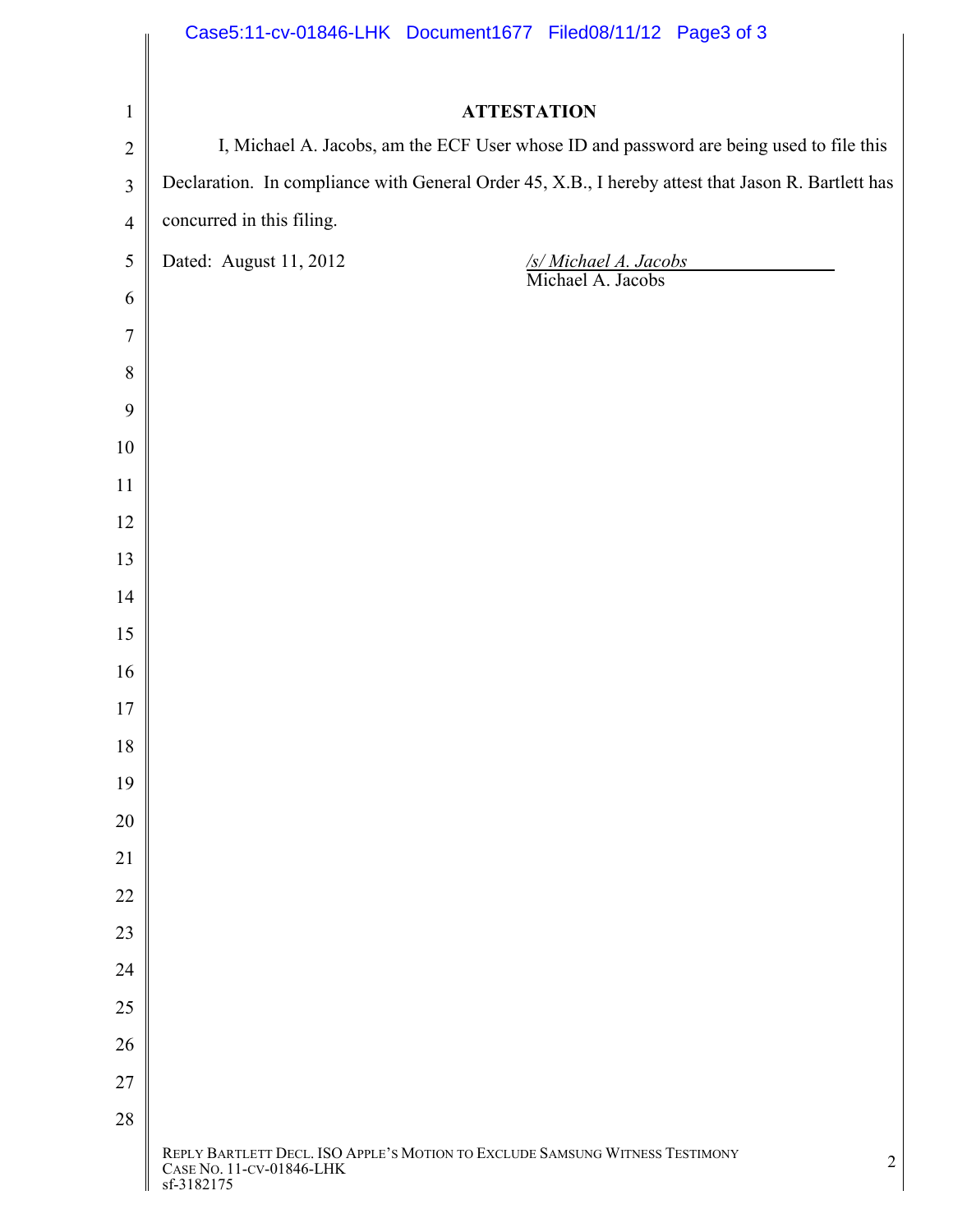# ATTESTATION

I, Michael A. Jacobs, am the ECF User whose ID and password are being used to file this Declaration. In compliance with General Order 45, X.B., I hereby attest that Jason R. Bartlett has concurred in this filing.

Dated: August 11, 2012

*/s/ Michael A. Jacobs*
Michael A. Jacobs

REPLY BARTLETT DECL. ISO APPLE'S MOTION TO EXCLUDE SAMSUNG WITNESS TESTIMONY
CASE NO. 11-CV-01846-LHK
sf-3182175